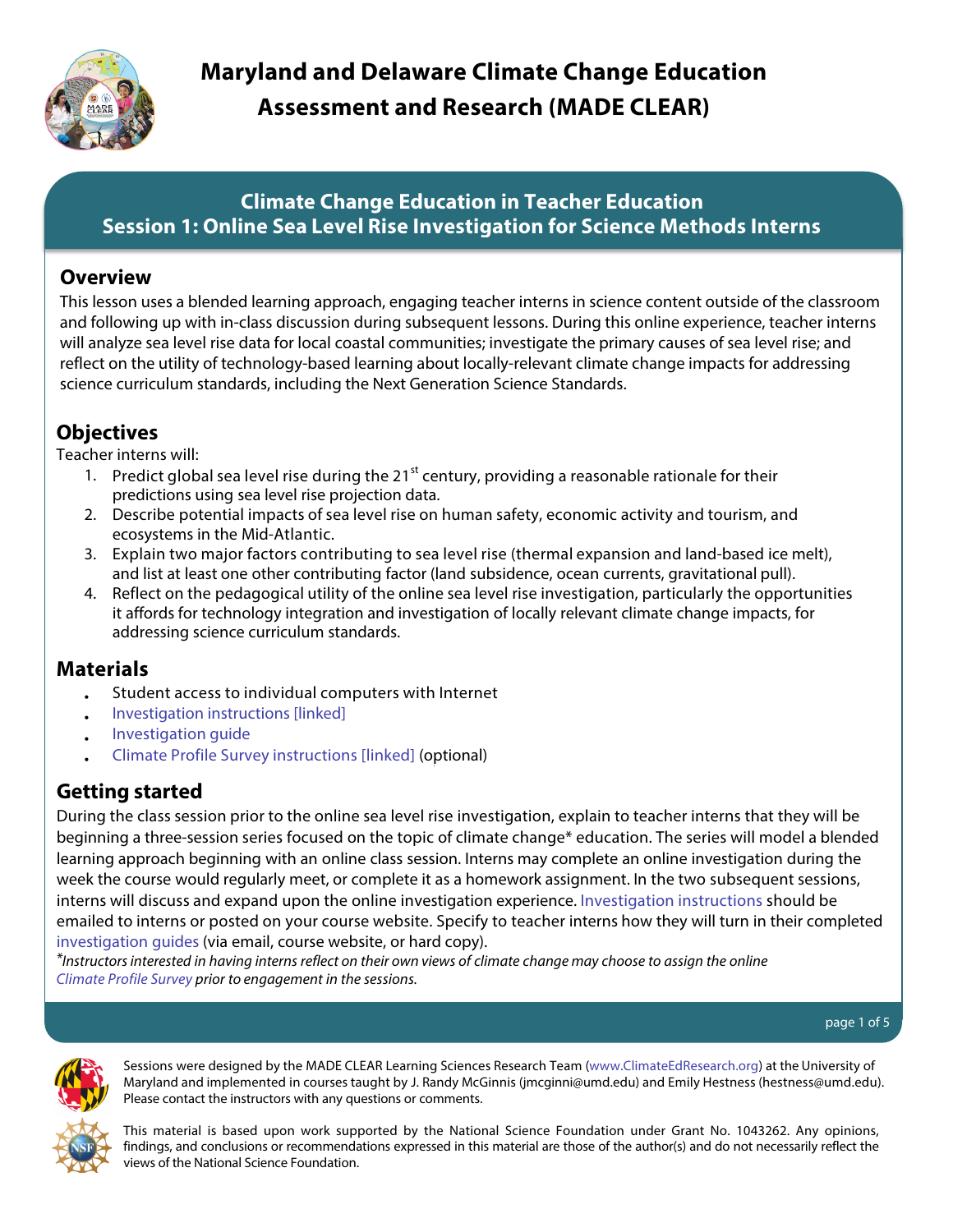# Maryland and Delaware Climate Change Education Assessment and Research (MADE CLEAR)

## Climate Change Education in Teacher Education
## Session 1: Online Sea Level Rise Investigation for Science Methods Interns

### Overview

This lesson uses a blended learning approach, engaging teacher interns in science content outside of the classroom and following up with in-class discussion during subsequent lessons. During this online experience, teacher interns will analyze sea level rise data for local coastal communities; investigate the primary causes of sea level rise; and reflect on the utility of technology-based learning about locally-relevant climate change impacts for addressing science curriculum standards, including the Next Generation Science Standards.

### Objectives

Teacher interns will:

1. Predict global sea level rise during the 21st century, providing a reasonable rationale for their predictions using sea level rise projection data.
2. Describe potential impacts of sea level rise on human safety, economic activity and tourism, and ecosystems in the Mid-Atlantic.
3. Explain two major factors contributing to sea level rise (thermal expansion and land-based ice melt), and list at least one other contributing factor (land subsidence, ocean currents, gravitational pull).
4. Reflect on the pedagogical utility of the online sea level rise investigation, particularly the opportunities it affords for technology integration and investigation of locally relevant climate change impacts, for addressing science curriculum standards.

### Materials

- Student access to individual computers with Internet
- Investigation instructions [linked]
- Investigation guide
- Climate Profile Survey instructions [linked] (optional)

### Getting started

During the class session prior to the online sea level rise investigation, explain to teacher interns that they will be beginning a three-session series focused on the topic of climate change* education. The series will model a blended learning approach beginning with an online class session. Interns may complete an online investigation during the week the course would regularly meet, or complete it as a homework assignment. In the two subsequent sessions, interns will discuss and expand upon the online investigation experience. Investigation instructions should be emailed to interns or posted on your course website. Specify to teacher interns how they will turn in their completed investigation guides (via email, course website, or hard copy).

*\*Instructors interested in having interns reflect on their own views of climate change may choose to assign the online Climate Profile Survey prior to engagement in the sessions.*

Sessions were designed by the MADE CLEAR Learning Sciences Research Team (www.ClimateEdResearch.org) at the University of Maryland and implemented in courses taught by J. Randy McGinnis (jmcginni@umd.edu) and Emily Hestness (hestness@umd.edu). Please contact the instructors with any questions or comments.

This material is based upon work supported by the National Science Foundation under Grant No. 1043262. Any opinions, findings, and conclusions or recommendations expressed in this material are those of the author(s) and do not necessarily reflect the views of the National Science Foundation.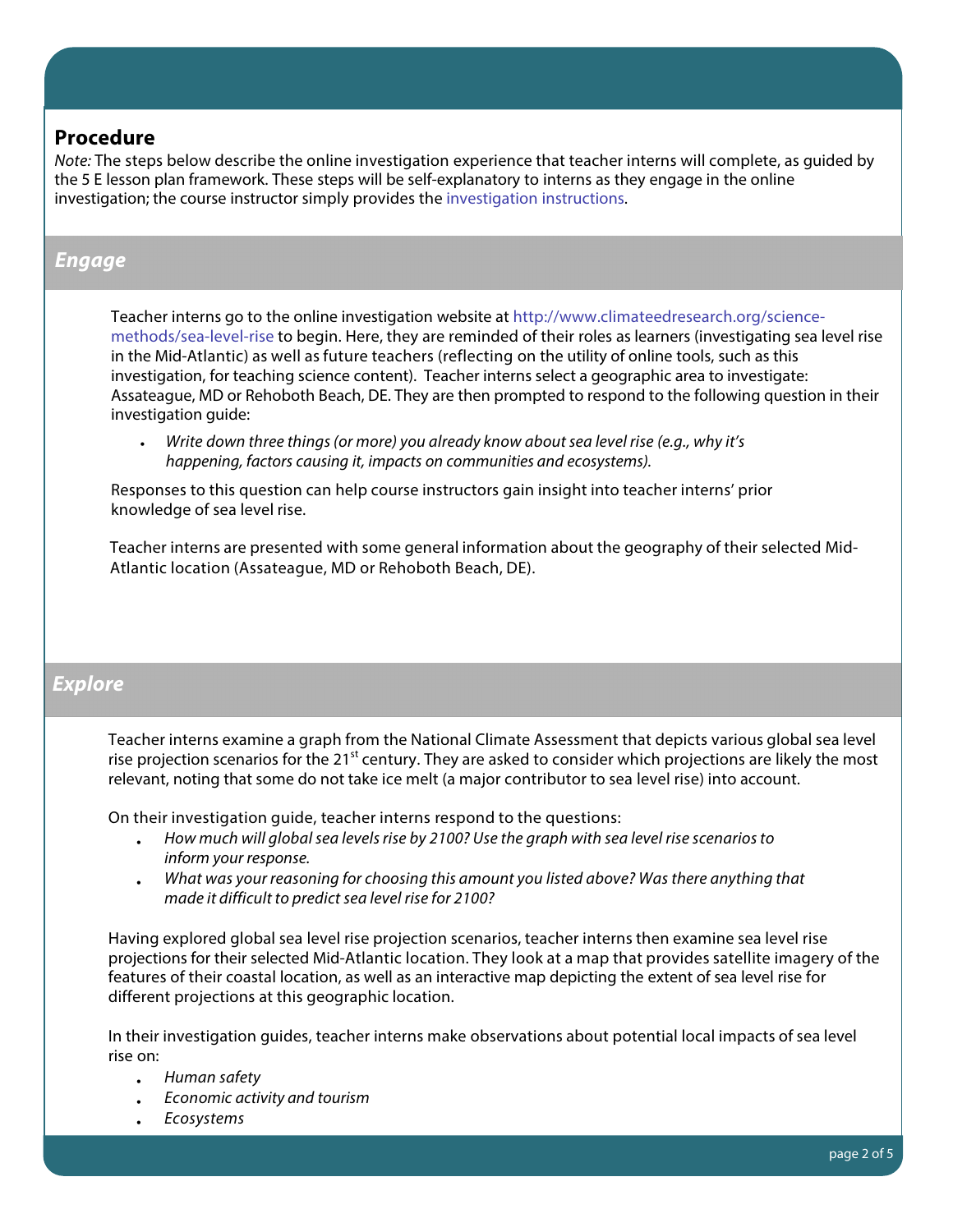## Procedure

*Note:* The steps below describe the online investigation experience that teacher interns will complete, as guided by the 5 E lesson plan framework. These steps will be self-explanatory to interns as they engage in the online investigation; the course instructor simply provides the investigation instructions.

### *Engage*

Teacher interns go to the online investigation website at http://www.climateedresearch.org/science-methods/sea-level-rise to begin. Here, they are reminded of their roles as learners (investigating sea level rise in the Mid-Atlantic) as well as future teachers (reflecting on the utility of online tools, such as this investigation, for teaching science content). Teacher interns select a geographic area to investigate: Assateague, MD or Rehoboth Beach, DE. They are then prompted to respond to the following question in their investigation guide:

- *Write down three things (or more) you already know about sea level rise (e.g., why it's happening, factors causing it, impacts on communities and ecosystems).*

Responses to this question can help course instructors gain insight into teacher interns' prior knowledge of sea level rise.

Teacher interns are presented with some general information about the geography of their selected Mid-Atlantic location (Assateague, MD or Rehoboth Beach, DE).

### *Explore*

Teacher interns examine a graph from the National Climate Assessment that depicts various global sea level rise projection scenarios for the 21st century. They are asked to consider which projections are likely the most relevant, noting that some do not take ice melt (a major contributor to sea level rise) into account.

On their investigation guide, teacher interns respond to the questions:

- *How much will global sea levels rise by 2100? Use the graph with sea level rise scenarios to inform your response.*
- *What was your reasoning for choosing this amount you listed above? Was there anything that made it difficult to predict sea level rise for 2100?*

Having explored global sea level rise projection scenarios, teacher interns then examine sea level rise projections for their selected Mid-Atlantic location. They look at a map that provides satellite imagery of the features of their coastal location, as well as an interactive map depicting the extent of sea level rise for different projections at this geographic location.

In their investigation guides, teacher interns make observations about potential local impacts of sea level rise on:

- *Human safety*
- *Economic activity and tourism*
- *Ecosystems*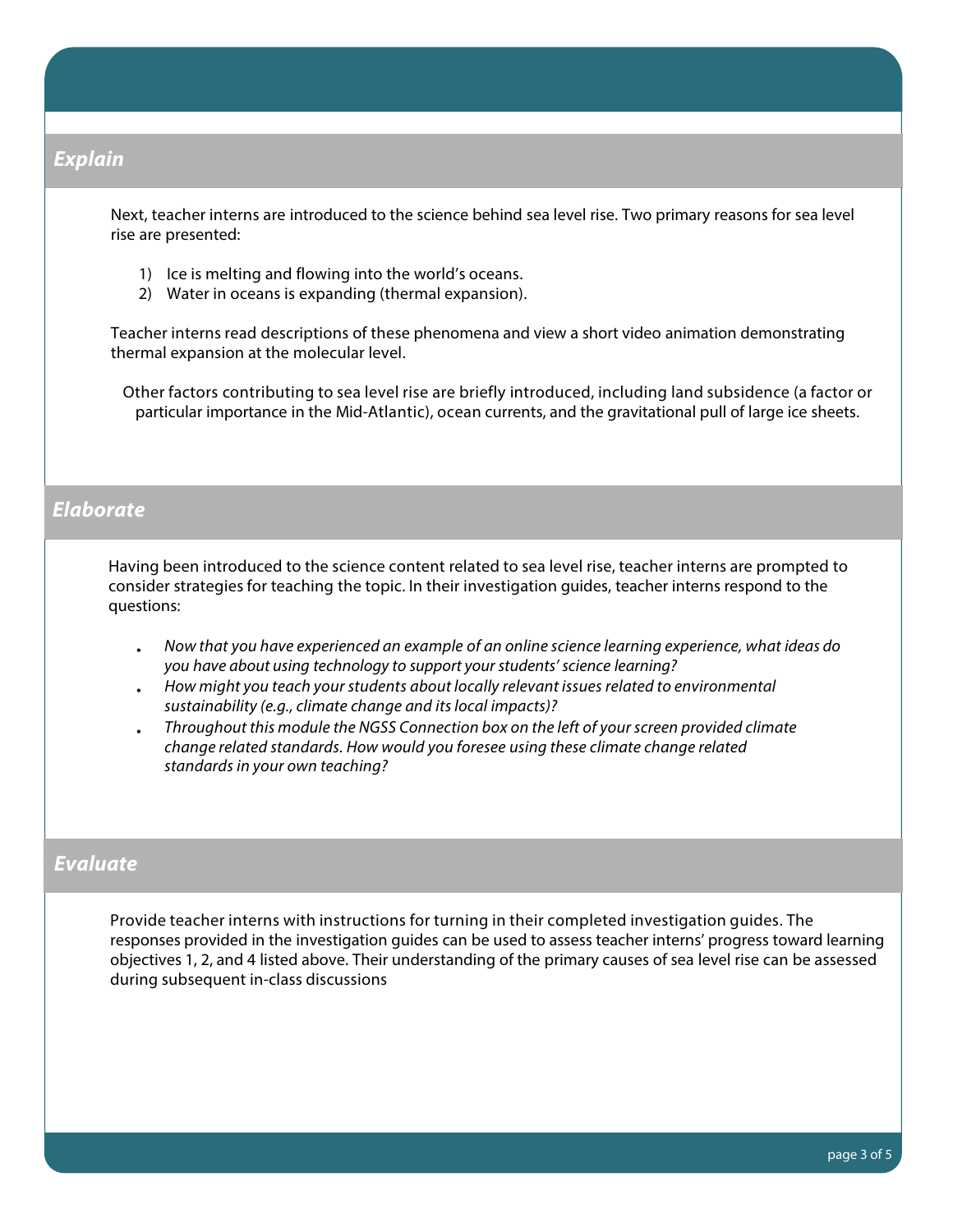## *Explain*

Next, teacher interns are introduced to the science behind sea level rise. Two primary reasons for sea level rise are presented:

1) Ice is melting and flowing into the world's oceans.
2) Water in oceans is expanding (thermal expansion).

Teacher interns read descriptions of these phenomena and view a short video animation demonstrating thermal expansion at the molecular level.

Other factors contributing to sea level rise are briefly introduced, including land subsidence (a factor or particular importance in the Mid-Atlantic), ocean currents, and the gravitational pull of large ice sheets.

## *Elaborate*

Having been introduced to the science content related to sea level rise, teacher interns are prompted to consider strategies for teaching the topic. In their investigation guides, teacher interns respond to the questions:

- *Now that you have experienced an example of an online science learning experience, what ideas do you have about using technology to support your students' science learning?*
- *How might you teach your students about locally relevant issues related to environmental sustainability (e.g., climate change and its local impacts)?*
- *Throughout this module the NGSS Connection box on the left of your screen provided climate change related standards. How would you foresee using these climate change related standards in your own teaching?*

## *Evaluate*

Provide teacher interns with instructions for turning in their completed investigation guides. The responses provided in the investigation guides can be used to assess teacher interns' progress toward learning objectives 1, 2, and 4 listed above. Their understanding of the primary causes of sea level rise can be assessed during subsequent in-class discussions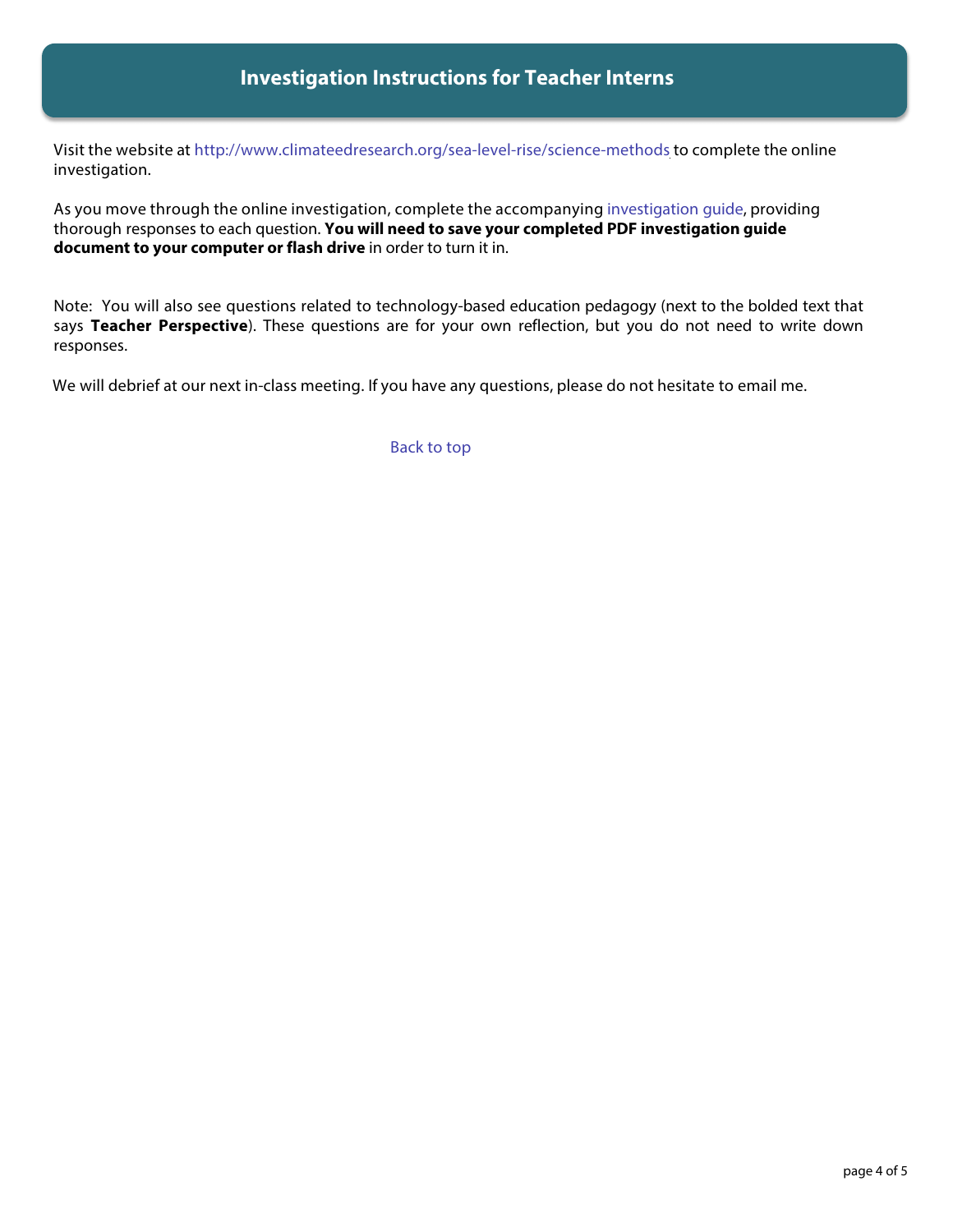## Investigation Instructions for Teacher Interns

Visit the website at http://www.climateedresearch.org/sea-level-rise/science-methods to complete the online investigation.

As you move through the online investigation, complete the accompanying investigation guide, providing thorough responses to each question. **You will need to save your completed PDF investigation guide document to your computer or flash drive** in order to turn it in.

Note: You will also see questions related to technology-based education pedagogy (next to the bolded text that says **Teacher Perspective**). These questions are for your own reflection, but you do not need to write down responses.

We will debrief at our next in-class meeting. If you have any questions, please do not hesitate to email me.

Back to top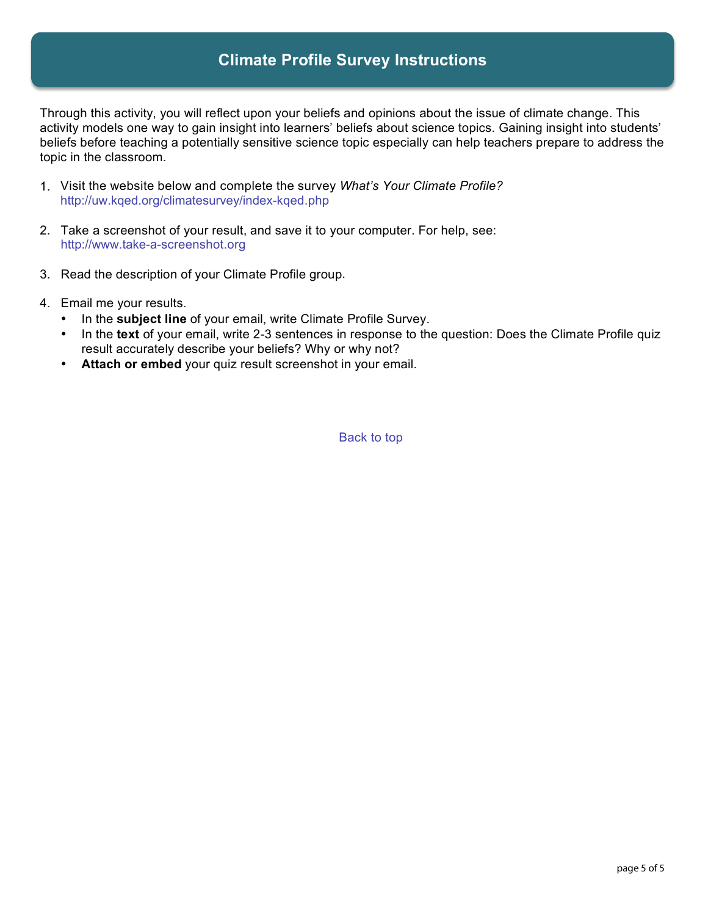# Climate Profile Survey Instructions

Through this activity, you will reflect upon your beliefs and opinions about the issue of climate change. This activity models one way to gain insight into learners' beliefs about science topics. Gaining insight into students' beliefs before teaching a potentially sensitive science topic especially can help teachers prepare to address the topic in the classroom.

1. Visit the website below and complete the survey *What's Your Climate Profile?*
   http://uw.kqed.org/climatesurvey/index-kqed.php

2. Take a screenshot of your result, and save it to your computer. For help, see:
   http://www.take-a-screenshot.org

3. Read the description of your Climate Profile group.

4. Email me your results.
   - In the **subject line** of your email, write Climate Profile Survey.
   - In the **text** of your email, write 2-3 sentences in response to the question: Does the Climate Profile quiz result accurately describe your beliefs? Why or why not?
   - **Attach or embed** your quiz result screenshot in your email.

Back to top